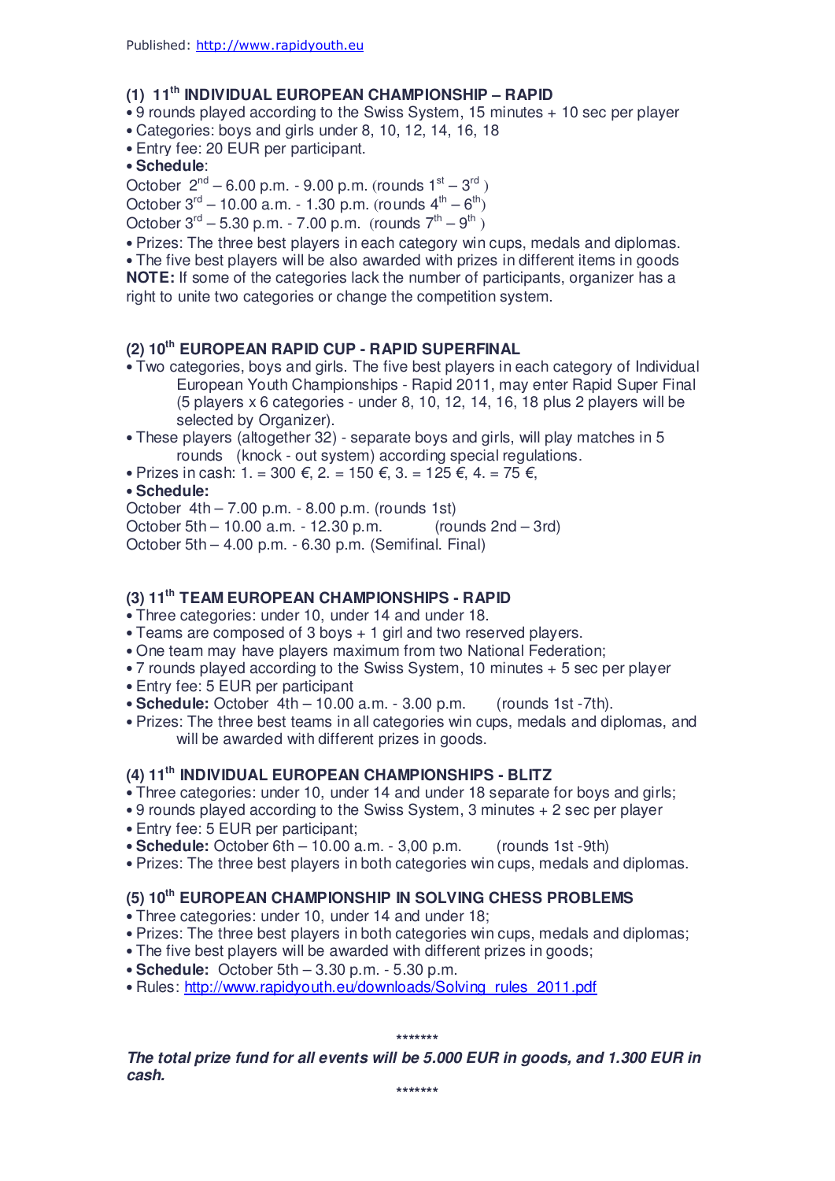Published: http://www.rapidyouth.eu

### (1) 11th INDIVIDUAL EUROPEAN CHAMPIONSHIP – RAPID

- 9 rounds played according to the Swiss System, 15 minutes + 10 sec per player
- Categories: boys and girls under 8, 10, 12, 14, 16, 18
- Entry fee: 20 EUR per participant.
- **Schedule**:

October 2nd – 6.00 p.m. - 9.00 p.m. (rounds 1st – 3rd )
October 3rd – 10.00 a.m. - 1.30 p.m. (rounds 4th – 6th)
October 3rd – 5.30 p.m. - 7.00 p.m. (rounds 7th – 9th )

- Prizes: The three best players in each category win cups, medals and diplomas.
- The five best players will be also awarded with prizes in different items in goods

**NOTE:** If some of the categories lack the number of participants, organizer has a right to unite two categories or change the competition system.

### (2) 10th EUROPEAN RAPID CUP - RAPID SUPERFINAL

- Two categories, boys and girls. The five best players in each category of Individual European Youth Championships - Rapid 2011, may enter Rapid Super Final (5 players x 6 categories - under 8, 10, 12, 14, 16, 18 plus 2 players will be selected by Organizer).
- These players (altogether 32) - separate boys and girls, will play matches in 5 rounds (knock - out system) according special regulations.
- Prizes in cash: 1. = 300 €, 2. = 150 €, 3. = 125 €, 4. = 75 €,
- **Schedule:**

October 4th – 7.00 p.m. - 8.00 p.m. (rounds 1st)
October 5th – 10.00 a.m. - 12.30 p.m. (rounds 2nd – 3rd)
October 5th – 4.00 p.m. - 6.30 p.m. (Semifinal. Final)

### (3) 11th TEAM EUROPEAN CHAMPIONSHIPS - RAPID

- Three categories: under 10, under 14 and under 18.
- Teams are composed of 3 boys + 1 girl and two reserved players.
- One team may have players maximum from two National Federation;
- 7 rounds played according to the Swiss System, 10 minutes + 5 sec per player
- Entry fee: 5 EUR per participant
- **Schedule:** October 4th – 10.00 a.m. - 3.00 p.m. (rounds 1st -7th).
- Prizes: The three best teams in all categories win cups, medals and diplomas, and will be awarded with different prizes in goods.

### (4) 11th INDIVIDUAL EUROPEAN CHAMPIONSHIPS - BLITZ

- Three categories: under 10, under 14 and under 18 separate for boys and girls;
- 9 rounds played according to the Swiss System, 3 minutes + 2 sec per player
- Entry fee: 5 EUR per participant;
- **Schedule:** October 6th – 10.00 a.m. - 3,00 p.m. (rounds 1st -9th)
- Prizes: The three best players in both categories win cups, medals and diplomas.

### (5) 10th EUROPEAN CHAMPIONSHIP IN SOLVING CHESS PROBLEMS

- Three categories: under 10, under 14 and under 18;
- Prizes: The three best players in both categories win cups, medals and diplomas;
- The five best players will be awarded with different prizes in goods;
- **Schedule:** October 5th – 3.30 p.m. - 5.30 p.m.
- Rules: http://www.rapidyouth.eu/downloads/Solving_rules_2011.pdf

*******

***The total prize fund for all events will be 5.000 EUR in goods, and 1.300 EUR in cash.***

*******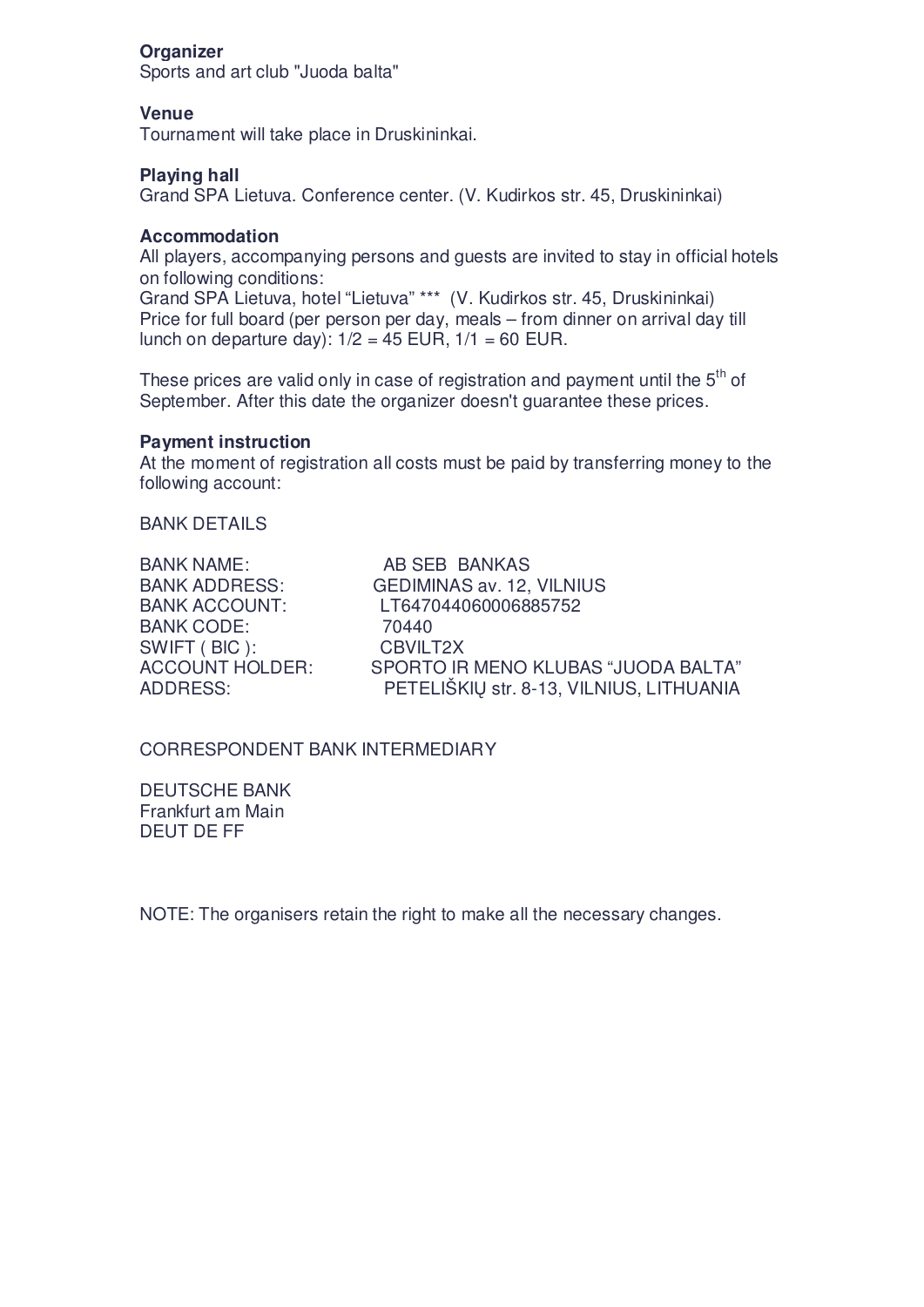**Organizer**
Sports and art club "Juoda balta"

**Venue**
Tournament will take place in Druskininkai.

**Playing hall**
Grand SPA Lietuva. Conference center. (V. Kudirkos str. 45, Druskininkai)

**Accommodation**
All players, accompanying persons and guests are invited to stay in official hotels on following conditions:
Grand SPA Lietuva, hotel "Lietuva" *** (V. Kudirkos str. 45, Druskininkai)
Price for full board (per person per day, meals – from dinner on arrival day till lunch on departure day): 1/2 = 45 EUR, 1/1 = 60 EUR.

These prices are valid only in case of registration and payment until the 5th of September. After this date the organizer doesn't guarantee these prices.

**Payment instruction**
At the moment of registration all costs must be paid by transferring money to the following account:

BANK DETAILS

| | |
|---|---|
| BANK NAME: | AB SEB BANKAS |
| BANK ADDRESS: | GEDIMINAS av. 12, VILNIUS |
| BANK ACCOUNT: | LT647044060006885752 |
| BANK CODE: | 70440 |
| SWIFT ( BIC ): | CBVILT2X |
| ACCOUNT HOLDER: | SPORTO IR MENO KLUBAS "JUODA BALTA" |
| ADDRESS: | PETELIŠKIŲ str. 8-13, VILNIUS, LITHUANIA |

CORRESPONDENT BANK INTERMEDIARY

DEUTSCHE BANK
Frankfurt am Main
DEUT DE FF

NOTE: The organisers retain the right to make all the necessary changes.